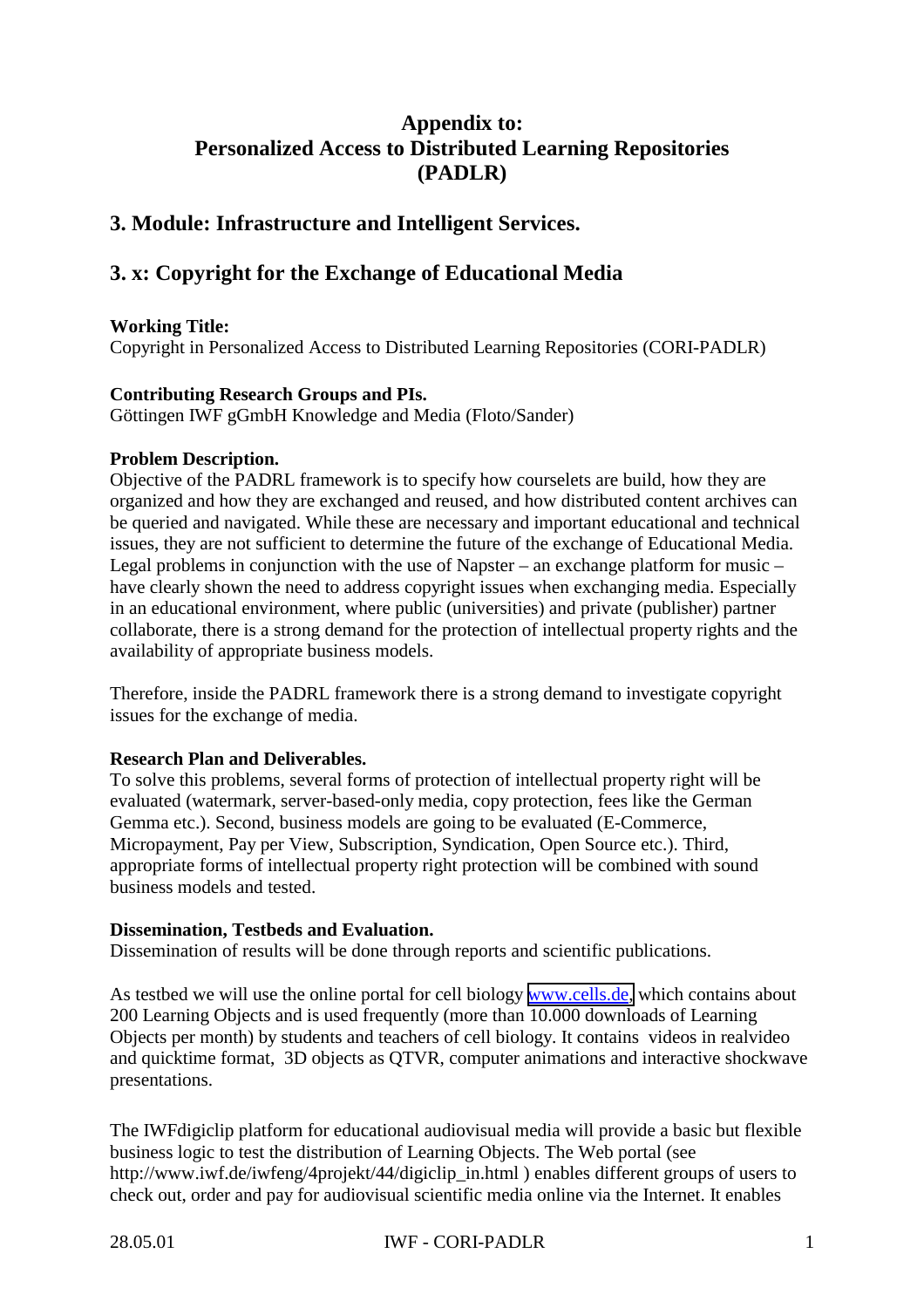# Appendix to: Personalized Access to Distributed Learning Repositories (PADLR)

## 3. Module: Infrastructure and Intelligent Services.

## 3. x: Copyright for the Exchange of Educational Media

**Working Title:**
Copyright in Personalized Access to Distributed Learning Repositories (CORI-PADLR)

**Contributing Research Groups and PIs.**
Göttingen IWF gGmbH Knowledge and Media (Floto/Sander)

**Problem Description.**
Objective of the PADRL framework is to specify how courselets are build, how they are organized and how they are exchanged and reused, and how distributed content archives can be queried and navigated. While these are necessary and important educational and technical issues, they are not sufficient to determine the future of the exchange of Educational Media. Legal problems in conjunction with the use of Napster – an exchange platform for music – have clearly shown the need to address copyright issues when exchanging media. Especially in an educational environment, where public (universities) and private (publisher) partner collaborate, there is a strong demand for the protection of intellectual property rights and the availability of appropriate business models.

Therefore, inside the PADRL framework there is a strong demand to investigate copyright issues for the exchange of media.

**Research Plan and Deliverables.**
To solve this problems, several forms of protection of intellectual property right will be evaluated (watermark, server-based-only media, copy protection, fees like the German Gemma etc.). Second, business models are going to be evaluated (E-Commerce, Micropayment, Pay per View, Subscription, Syndication, Open Source etc.). Third, appropriate forms of intellectual property right protection will be combined with sound business models and tested.

**Dissemination, Testbeds and Evaluation.**
Dissemination of results will be done through reports and scientific publications.

As testbed we will use the online portal for cell biology www.cells.de, which contains about 200 Learning Objects and is used frequently (more than 10.000 downloads of Learning Objects per month) by students and teachers of cell biology. It contains videos in realvideo and quicktime format, 3D objects as QTVR, computer animations and interactive shockwave presentations.

The IWFdigiclip platform for educational audiovisual media will provide a basic but flexible business logic to test the distribution of Learning Objects. The Web portal (see http://www.iwf.de/iwfeng/4projekt/44/digiclip_in.html ) enables different groups of users to check out, order and pay for audiovisual scientific media online via the Internet. It enables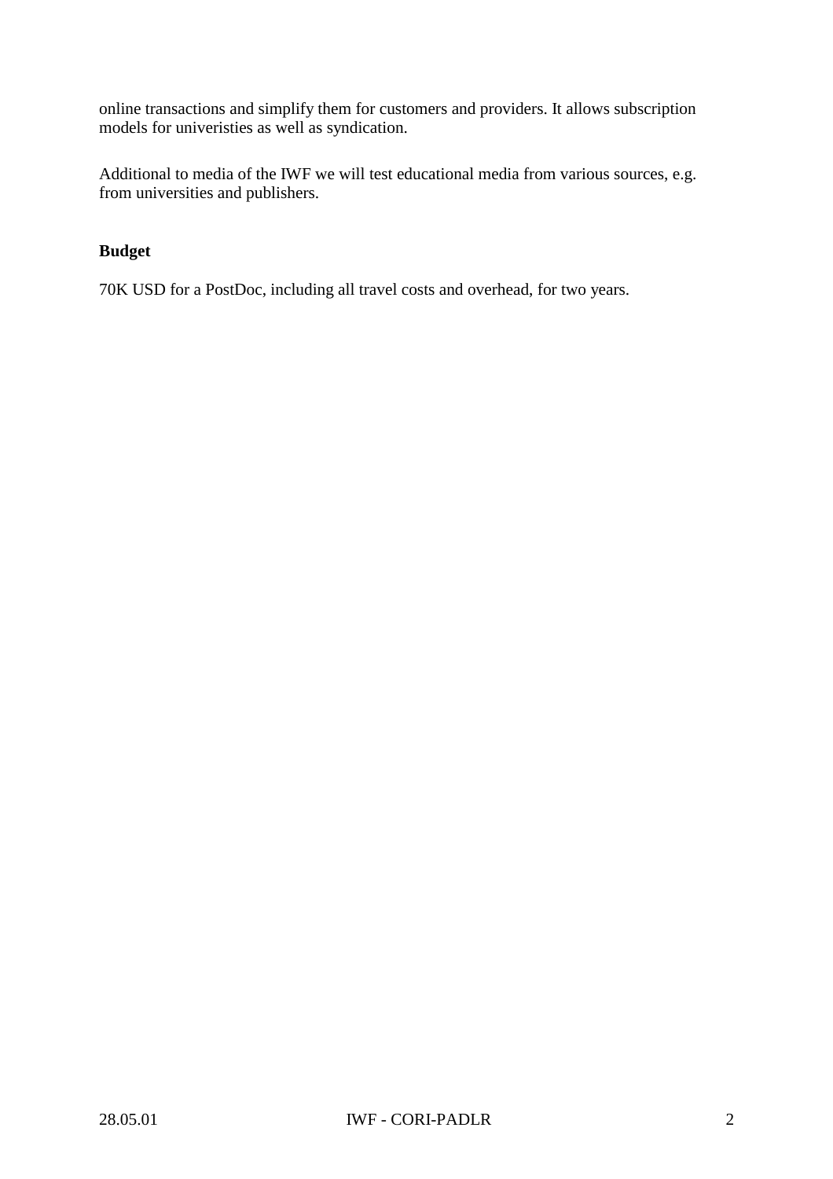online transactions and simplify them for customers and providers. It allows subscription models for univeristies as well as syndication.

Additional to media of the IWF we will test educational media from various sources, e.g. from universities and publishers.

**Budget**

70K USD for a PostDoc, including all travel costs and overhead, for two years.